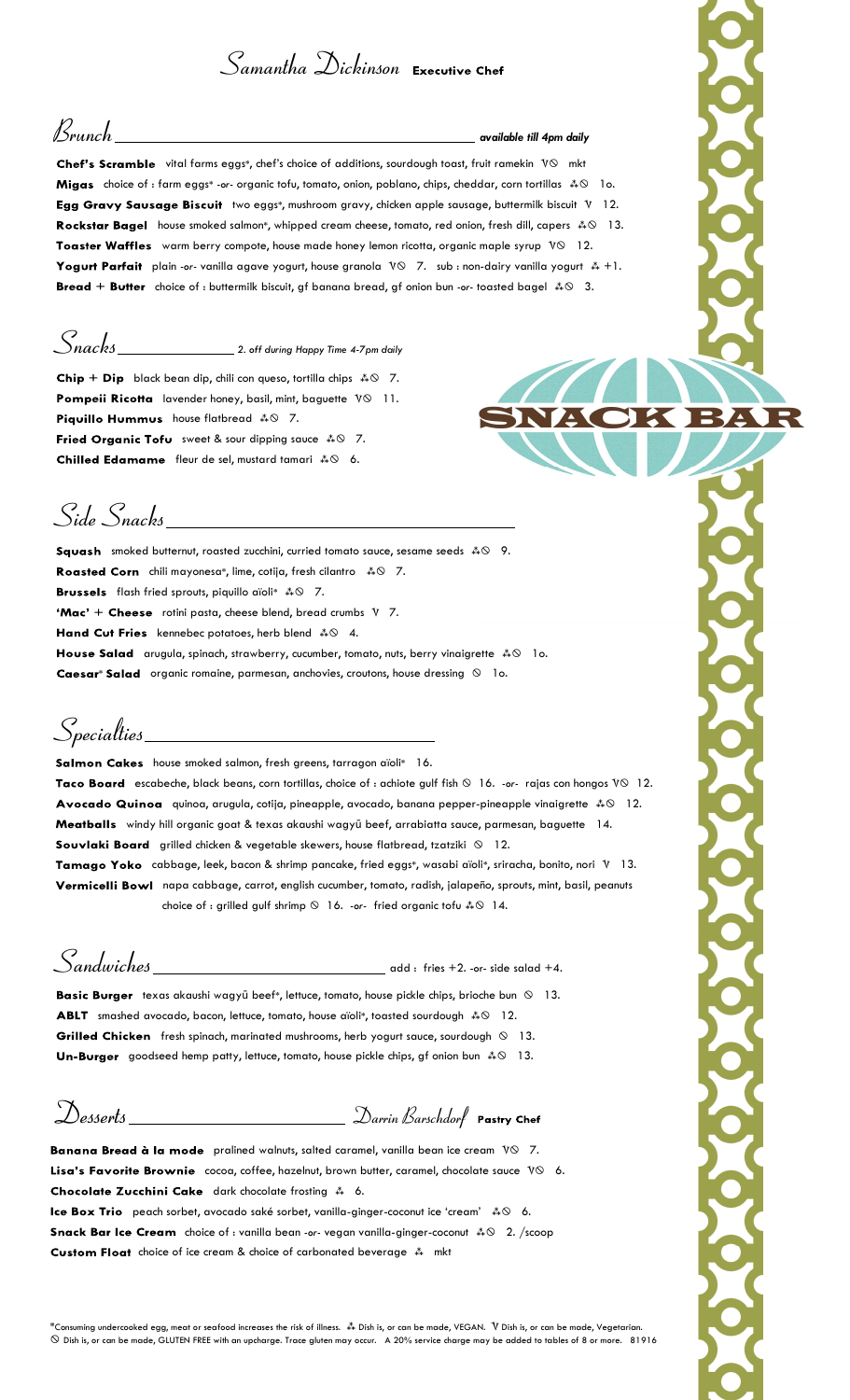# Samantha Dickinson **Executive Chef**

## Brunch *available till 4pm daily*

**Chef's Scramble** vital farms eggs*, chef's choice of additions, sourdough toast, fruit ramekin V⊘ mkt

**Migas** choice of : farm eggs* -or- organic tofu, tomato, onion, poblano, chips, cheddar, corn tortillas ⁂⊘ 1o.

**Egg Gravy Sausage Biscuit** two eggs*, mushroom gravy, chicken apple sausage, buttermilk biscuit V 12.

**Rockstar Bagel** house smoked salmon*, whipped cream cheese, tomato, red onion, fresh dill, capers ⁂⊘ 13.

**Toaster Waffles** warm berry compote, house made honey lemon ricotta, organic maple syrup V⊘ 12.

**Yogurt Parfait** plain -or- vanilla agave yogurt, house granola V⊘ 7. sub : non-dairy vanilla yogurt ⁂ +1.

**Bread + Butter** choice of : buttermilk biscuit, gf banana bread, gf onion bun -or- toasted bagel ⁂⊘ 3.

## Snacks *2. off during Happy Time 4-7pm daily*

SNACK BAR

**Chip + Dip** black bean dip, chili con queso, tortilla chips ⁂⊘ 7.

**Pompeii Ricotta** lavender honey, basil, mint, baguette V⊘ 11.

**Piquillo Hummus** house flatbread ⁂⊘ 7.

**Fried Organic Tofu** sweet & sour dipping sauce ⁂⊘ 7.

**Chilled Edamame** fleur de sel, mustard tamari ⁂⊘ 6.

## Side Snacks

**Squash** smoked butternut, roasted zucchini, curried tomato sauce, sesame seeds ⁂⊘ 9.

**Roasted Corn** chili mayonesa*, lime, cotija, fresh cilantro ⁂⊘ 7.

**Brussels** flash fried sprouts, piquillo aïoli* ⁂⊘ 7.

**'Mac' + Cheese** rotini pasta, cheese blend, bread crumbs V 7.

**Hand Cut Fries** kennebec potatoes, herb blend ⁂⊘ 4.

**House Salad** arugula, spinach, strawberry, cucumber, tomato, nuts, berry vinaigrette ⁂⊘ 1o.

**Caesar* Salad** organic romaine, parmesan, anchovies, croutons, house dressing ⊘ 1o.

## Specialties

**Salmon Cakes** house smoked salmon, fresh greens, tarragon aïoli* 16.

**Taco Board** escabeche, black beans, corn tortillas, choice of : achiote gulf fish ⊘ 16. -or- rajas con hongos V⊘ 12.

**Avocado Quinoa** quinoa, arugula, cotija, pineapple, avocado, banana pepper-pineapple vinaigrette ⁂⊘ 12.

**Meatballs** windy hill organic goat & texas akaushi wagyū beef, arrabiatta sauce, parmesan, baguette 14.

**Souvlaki Board** grilled chicken & vegetable skewers, house flatbread, tzatziki ⊘ 12.

**Tamago Yoko** cabbage, leek, bacon & shrimp pancake, fried eggs*, wasabi aïoli*, sriracha, bonito, nori V 13.

**Vermicelli Bowl** napa cabbage, carrot, english cucumber, tomato, radish, jalapeño, sprouts, mint, basil, peanuts choice of : grilled gulf shrimp ⊘ 16. -or- fried organic tofu ⁂⊘ 14.

## Sandwiches add : fries +2. -or- side salad +4.

**Basic Burger** texas akaushi wagyū beef*, lettuce, tomato, house pickle chips, brioche bun ⊘ 13.

**ABLT** smashed avocado, bacon, lettuce, tomato, house aïoli*, toasted sourdough ⁂⊘ 12.

**Grilled Chicken** fresh spinach, marinated mushrooms, herb yogurt sauce, sourdough ⊘ 13.

**Un-Burger** goodseed hemp patty, lettuce, tomato, house pickle chips, gf onion bun ⁂⊘ 13.

## Desserts Darrin Barschdorf **Pastry Chef**

**Banana Bread à la mode** pralined walnuts, salted caramel, vanilla bean ice cream V⊘ 7.

**Lisa's Favorite Brownie** cocoa, coffee, hazelnut, brown butter, caramel, chocolate sauce V⊘ 6.

**Chocolate Zucchini Cake** dark chocolate frosting ⁂ 6.

**Ice Box Trio** peach sorbet, avocado saké sorbet, vanilla-ginger-coconut ice 'cream' ⁂⊘ 6.

**Snack Bar Ice Cream** choice of : vanilla bean -or- vegan vanilla-ginger-coconut ⁂⊘ 2. /scoop

**Custom Float** choice of ice cream & choice of carbonated beverage ⁂ mkt

*Consuming undercooked egg, meat or seafood increases the risk of illness. ⁂ Dish is, or can be made, VEGAN. V Dish is, or can be made, Vegetarian. ⊘ Dish is, or can be made, GLUTEN FREE with an upcharge. Trace gluten may occur. A 20% service charge may be added to tables of 8 or more. 81916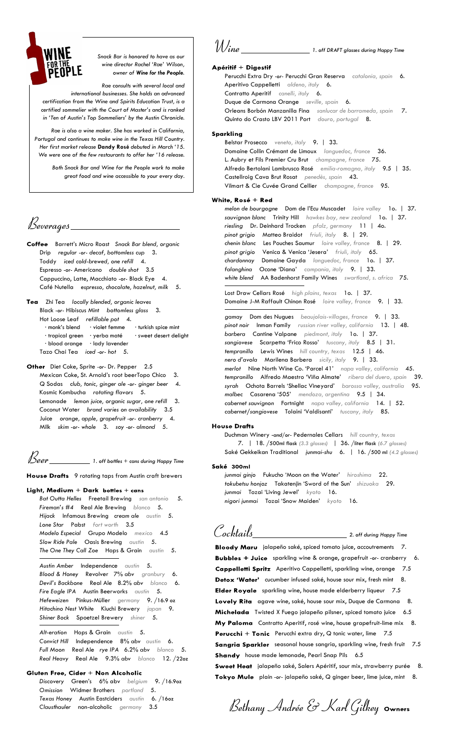WINE FOR THE PEOPLE

*Snack Bar is honored to have as our wine director Rachel 'Rae' Wilson, owner of **Wine for the People**.*

*Rae consults with several local and international businesses. She holds an advanced certification from the Wine and Spirits Education Trust, is a certified sommelier with the Court of Master's and is ranked in 'Ten of Austin's Top Sommeliers' by the Austin Chronicle.*

*Rae is also a wine maker. She has worked in California, Portugal and continues to make wine in the Texas Hill Country. Her first market release **Dandy Rosé** debuted in March '15. We were one of the few restaurants to offer her '16 release.*

*Both Snack Bar and Wine for the People work to make great food and wine accessible to your every day.*

## Beverages

**Coffee** Barrett's Micro Roast *Snack Bar blend, organic*
- Drip *regular -or- decaf, bottomless cup* 3.
- Toddy *iced cold-brewed, one refill* 4.
- Espresso -or- Americano *double shot* 3.5
- Cappuccino, Latte, Macchiato -or- Black Eye 4.
- Café Nutella *espresso, chocolate, hazelnut, milk* 5.

**Tea** Zhi Tea *locally blended, organic leaves*
- Black -or- Hibiscus Mint *bottomless glass* 3.
- Hot Loose Leaf *refillable pot* 4.
  - · monk's blend · violet femme · turkish spice mint
  - · tropical green · yerba maté · sweet desert delight
  - · blood orange · lady lavender
- Tazo Chai Tea *iced -or- hot* 5.

**Other** Diet Coke, Sprite -or- Dr. Pepper 2.5
- Mexican Coke, St. Arnold's root beerTopo Chico 3.
- Q Sodas *club, tonic, ginger ale -or- ginger beer* 4.
- Kosmic Kombucha *rotating flavors* 5.
- Lemonade *lemon juice, organic sugar, one refill* 3.
- Coconut Water *brand varies on availability* 3.5
- Juice *orange, apple, grapefruit -or- cranberry* 4.
- Milk *skim -or- whole* 3. *soy -or- almond* 5.

## Beer
*1. off bottles + cans during Happy Time*

**House Drafts** 9 rotating taps from Austin craft brewers

### Light, Medium + Dark bottles + cans
- *Bat Outta Helles* Freetail Brewing *san antonio* 5.
- *Fireman's #4* Real Ale Brewing *blanco* 5.
- *Hijack* Infamous Brewing *cream ale austin* 5.
- *Lone Star* Pabst *fort worth* 3.5
- *Modelo Especial* Grupo Modelo *mexico* 4.5
- *Slow Ride Pale* Oasis Brewing *austin* 5.
- *The One They Call Zoe* Hops & Grain *austin* 5.

- *Austin Amber* Independence *austin* 5.
- *Blood & Honey* Revolver 7% abv *granbury* 6.
- *Devil's Backbone* Real Ale 8.2% abv *blanco* 6.
- *Fire Eagle IPA* Austin Beerworks *austin* 5.
- *Hefeweizen* Pinkus-Müller *germany* 9. /16.9 oz
- *Hitachino Nest White* Kiuchi Brewery *japan* 9.
- *Shiner Bock* Spoetzel Brewery *shiner* 5.

- *Alt-eration* Hops & Grain *austin* 5.
- *Convict Hill* Independence 8% abv *austin* 6.
- *Full Moon* Real Ale *rye IPA* 6.2% abv *blanco* 5.
- *Real Heavy* Real Ale 9.3% abv *blanco* 12. /22oz

### Gluten Free, Cider + Non Alcoholic
- *Discovery* Green's 6% abv *belgium* 9. /16.9oz
- *Omission* Widmer Brothers *portland* 5.
- *Texas Honey* Austin Eastciders *austin* 6. /16oz
- *Clausthauler* non-alcoholic *germany* 3.5

## Wine
*1. off DRAFT glasses during Happy Time*

### Apéritif + Digestif
- Perucchi Extra Dry -or- Perucchi Gran Reserva *catalonia, spain* 6.
- Aperitivo Cappelletti *aldeno, italy* 6.
- Contratto Aperitif *canelli, italy* 6.
- Duque de Carmona Orange *seville, spain* 6.
- Orleans Borbón Manzanilla Fina *sanlucar de barrameda, spain* 7.
- Quinto do Crasto LBV 2011 Port *douro, portugal* 8.

### Sparkling
- Belstar Prosecco *veneto, italy* 9. | 33.
- Domaine Collin Crémant de Limoux *languedoc, france* 36.
- L. Aubry et Fils Premier Cru Brut *champagne, france* 75.
- Alfredo Bertolani Lambrusco Rosé *emilia-romagna, italy* 9.5 | 35.
- Castellroig Cava Brut Rosat *penedès, spain* 43.
- Vilmart & Cie Cuvée Grand Cellier *champagne, france* 95.

### White, Rosé + Red
- *melon de bourgogne* Dom de l'Ecu Muscadet *loire valley* 10. | 37.
- *sauvignon blanc* Trinity Hill *hawkes bay, new zealand* 10. | 37.
- *riesling* Dr. Deinhard Trocken *pfalz, germany* 11 | 40.
- *pinot grigio* Matteo Braidot *friuli, italy* 8. | 29.
- *chenin blanc* Les Pouches Saumur *loire valley, france* 8. | 29.
- *pinot grigio* Venica & Venica 'Jesera' *friuli, italy* 65.
- *chardonnay* Domaine Gayda *languedoc, france* 10. | 37.
- *falanghina* Ocone 'Diana' *campania, italy* 9. | 33.
- *white blend* AA Badenhorst Family Wines *swartland, s. africa* 75.

- Lost Draw Cellars Rosé *high plains, texas* 10. | 37.
- Domaine J-M Raffault Chinon Rosé *loire valley, france* 9. | 33.

- *gamay* Dom des Nugues *beaujolais-villages, france* 9. | 33.
- *pinot noir* Inman Family *russian river valley, california* 13. | 48.
- *barbera* Cantine Valpane *piedmont, italy* 10. | 37.
- *sangiovese* Scarpetta 'Frico Rosso' *tuscany, italy* 8.5 | 31.
- *tempranillo* Lewis Wines *hill country, texas* 12.5 | 46.
- *nero d'avola* Marilena Barbera *sicily, italy* 9. | 33.
- *merlot* Nine North Wine Co. 'Parcel 41' *napa valley, california* 45.
- *tempranillo* Alfredo Maestro 'Viña Almate' *ribera del duero, spain* 39.
- *syrah* Ochota Barrels 'Shellac Vineyard' *barossa valley, australia* 95.
- *malbec* Casarena '505' *mendoza, argentina* 9.5 | 34.
- *cabernet sauvignon* Fortnight *napa valley, california* 14. | 52.
- *cabernet/sangiovese* Tolaini 'Valdisanti' *tuscany, italy* 85.

### House Drafts
- Duchman Winery -and/or- Pedernales Cellars *hill country, texas*
  7. | 18. /500ml flask *(3.3 glasses)* | 36. /liter flask *(6.7 glasses)*
- Saké Gekkeikan Traditional *junmai-shu* 6. | 16. /500 ml *(4.2 glasses)*

### Saké 300ml
- *junmai ginjo* Fukucho 'Moon on the Water' *hiroshima* 22.
- *tokubetsu honjoz* Takatenjin 'Sword of the Sun' *shizuoka* 29.
- *junmai* Tozai 'Living Jewel' *kyoto* 16.
- *nigori junmai* Tozai 'Snow Maiden' *kyoto* 16.

## Cocktails
*2. off during Happy Time*

- **Bloody Maru** jalapeño saké, spiced tomato juice, accoutrements 7.
- **Bubbles + Juice** sparkling wine & orange, grapefruit -or- cranberry 6.
- **Cappelletti Spritz** Aperitivo Cappelletti, sparkling wine, orange 7.5
- **Detox 'Water'** cucumber infused saké, house sour mix, fresh mint 8.
- **Elder Royale** sparkling wine, house made elderberry liqueur 7.5
- **Lovely Rita** agave wine, saké, house sour mix, Duque de Carmona 8.
- **Michelada** Twisted X Fuego jalapeño pilsner, spiced tomato juice 6.5
- **My Paloma** Contratto Aperitif, rosé wine, house grapefruit-lime mix 8.
- **Perucchi + Tonic** Perucchi extra dry, Q tonic water, lime 7.5
- **Sangria Sparkler** seasonal house sangria, sparkling wine, fresh fruit 7.5
- **Shandy** house made lemonade, Pearl Snap Pils 6.5
- **Sweet Heat** jalapeño saké, Salers Apéritif, sour mix, strawberry purée 8.
- **Tokyo Mule** plain -or- jalapeño saké, Q ginger beer, lime juice, mint 8.

Bethany Andrée & Karl Gilkey **Owners**